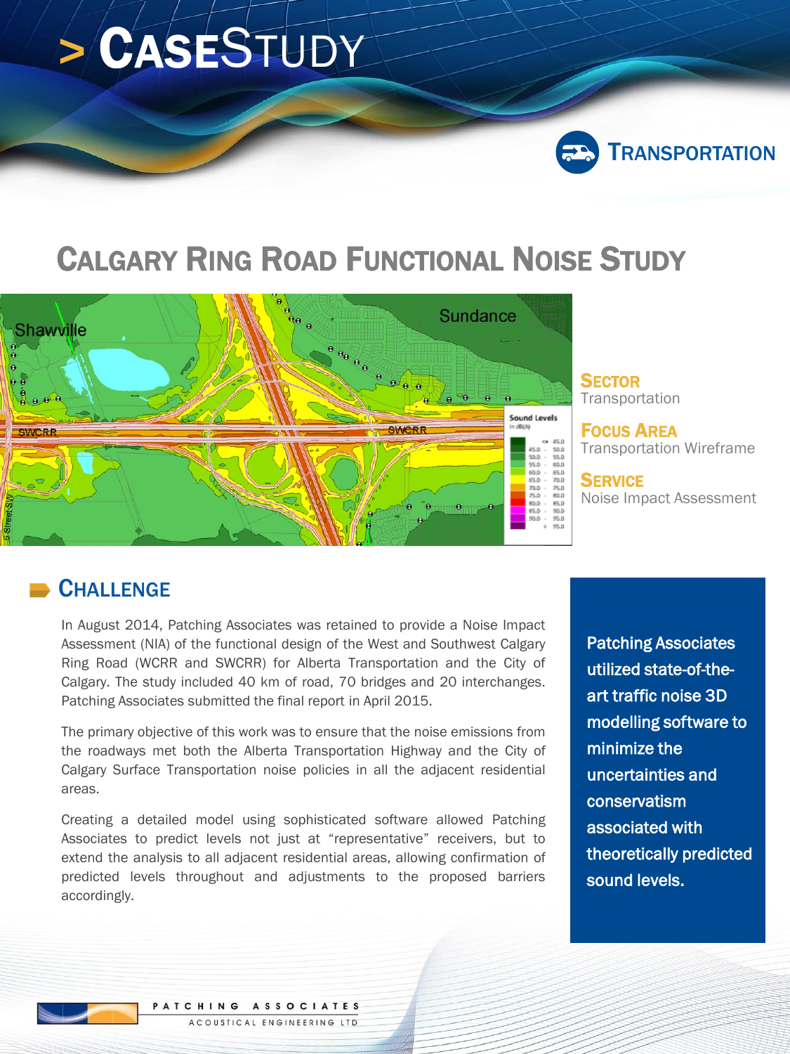# > CASESTUDY

TRANSPORTATION

## CALGARY RING ROAD FUNCTIONAL NOISE STUDY

**SECTOR**
Transportation

**FOCUS AREA**
Transportation Wireframe

**SERVICE**
Noise Impact Assessment

## CHALLENGE

In August 2014, Patching Associates was retained to provide a Noise Impact Assessment (NIA) of the functional design of the West and Southwest Calgary Ring Road (WCRR and SWCRR) for Alberta Transportation and the City of Calgary. The study included 40 km of road, 70 bridges and 20 interchanges. Patching Associates submitted the final report in April 2015.

The primary objective of this work was to ensure that the noise emissions from the roadways met both the Alberta Transportation Highway and the City of Calgary Surface Transportation noise policies in all the adjacent residential areas.

Creating a detailed model using sophisticated software allowed Patching Associates to predict levels not just at "representative" receivers, but to extend the analysis to all adjacent residential areas, allowing confirmation of predicted levels throughout and adjustments to the proposed barriers accordingly.

**Patching Associates utilized state-of-the-art traffic noise 3D modelling software to minimize the uncertainties and conservatism associated with theoretically predicted sound levels.**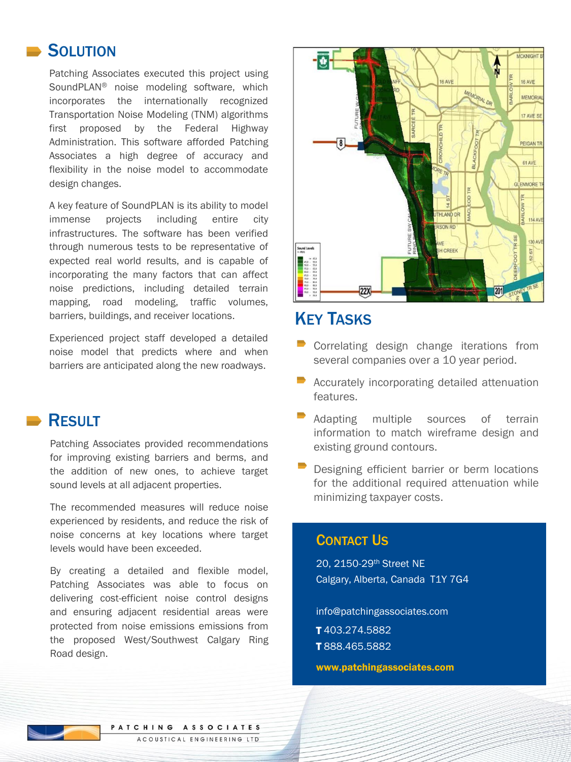## Solution

Patching Associates executed this project using SoundPLAN® noise modeling software, which incorporates the internationally recognized Transportation Noise Modeling (TNM) algorithms first proposed by the Federal Highway Administration. This software afforded Patching Associates a high degree of accuracy and flexibility in the noise model to accommodate design changes.

A key feature of SoundPLAN is its ability to model immense projects including entire city infrastructures. The software has been verified through numerous tests to be representative of expected real world results, and is capable of incorporating the many factors that can affect noise predictions, including detailed terrain mapping, road modeling, traffic volumes, barriers, buildings, and receiver locations.

Experienced project staff developed a detailed noise model that predicts where and when barriers are anticipated along the new roadways.

## Result

Patching Associates provided recommendations for improving existing barriers and berms, and the addition of new ones, to achieve target sound levels at all adjacent properties.

The recommended measures will reduce noise experienced by residents, and reduce the risk of noise concerns at key locations where target levels would have been exceeded.

By creating a detailed and flexible model, Patching Associates was able to focus on delivering cost-efficient noise control designs and ensuring adjacent residential areas were protected from noise emissions emissions from the proposed West/Southwest Calgary Ring Road design.

## Key Tasks

- Correlating design change iterations from several companies over a 10 year period.
- Accurately incorporating detailed attenuation features.
- Adapting multiple sources of terrain information to match wireframe design and existing ground contours.
- Designing efficient barrier or berm locations for the additional required attenuation while minimizing taxpayer costs.

## Contact Us

20, 2150-29th Street NE
Calgary, Alberta, Canada T1Y 7G4

info@patchingassociates.com

**T** 403.274.5882
**T** 888.465.5882

**www.patchingassociates.com**

PATCHING ASSOCIATES
ACOUSTICAL ENGINEERING LTD